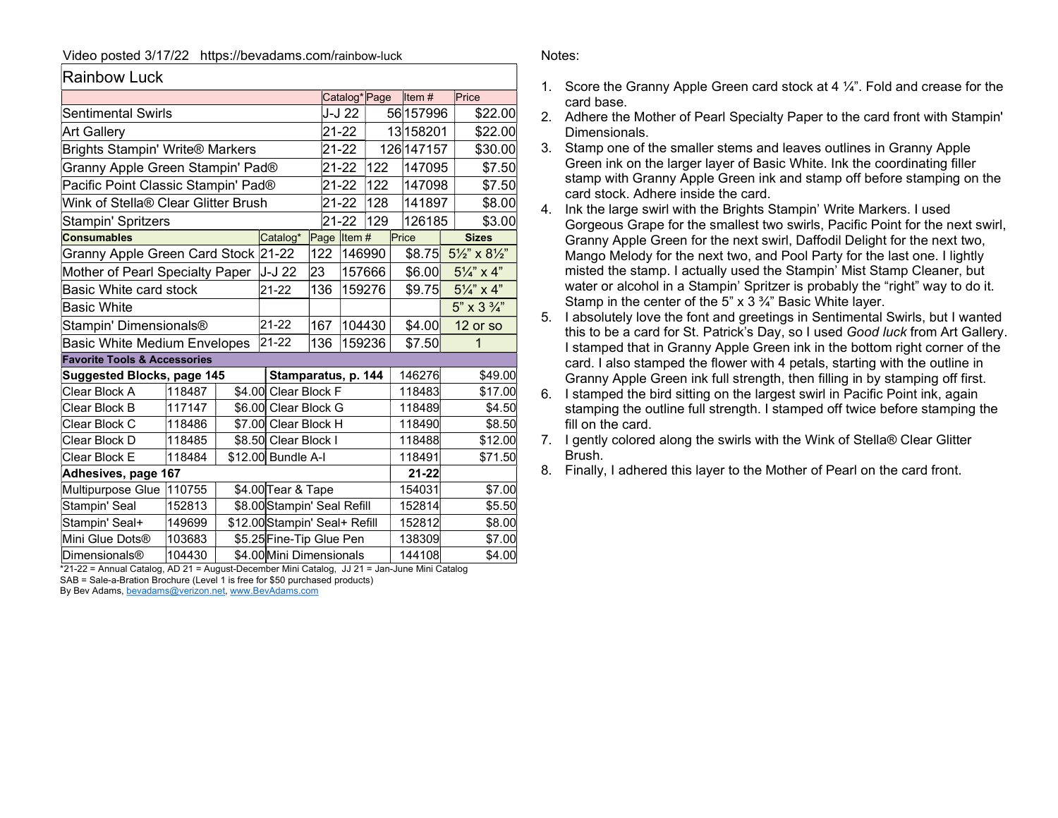Video posted 3/17/22 https://bevadams.com/rainbow-luck

## Rainbow Luck

| | Catalog* | Page | Item # | Price |
|---|---|---|---|---|
| Sentimental Swirls | J-J 22 | 56 | 157996 | $22.00 |
| Art Gallery | 21-22 | 13 | 158201 | $22.00 |
| Brights Stampin' Write® Markers | 21-22 | 126 | 147157 | $30.00 |
| Granny Apple Green Stampin' Pad® | 21-22 | 122 | 147095 | $7.50 |
| Pacific Point Classic Stampin' Pad® | 21-22 | 122 | 147098 | $7.50 |
| Wink of Stella® Clear Glitter Brush | 21-22 | 128 | 141897 | $8.00 |
| Stampin' Spritzers | 21-22 | 129 | 126185 | $3.00 |

| **Consumables** | Catalog* | Page | Item # | Price | **Sizes** |
|---|---|---|---|---|---|
| Granny Apple Green Card Stock | 21-22 | 122 | 146990 | $8.75 | 5½" x 8½" |
| Mother of Pearl Specialty Paper | J-J 22 | 23 | 157666 | $6.00 | 5¼" x 4" |
| Basic White card stock | 21-22 | 136 | 159276 | $9.75 | 5¼" x 4" |
| Basic White | | | | | 5" x 3 ¾" |
| Stampin' Dimensionals® | 21-22 | 167 | 104430 | $4.00 | 12 or so |
| Basic White Medium Envelopes | 21-22 | 136 | 159236 | $7.50 | 1 |

**Favorite Tools & Accessories**

| **Suggested Blocks, page 145** | | | **Stamparatus, p. 144** | 146276 | $49.00 |
|---|---|---|---|---|---|
| Clear Block A | 118487 | $4.00 | Clear Block F | 118483 | $17.00 |
| Clear Block B | 117147 | $6.00 | Clear Block G | 118489 | $4.50 |
| Clear Block C | 118486 | $7.00 | Clear Block H | 118490 | $8.50 |
| Clear Block D | 118485 | $8.50 | Clear Block I | 118488 | $12.00 |
| Clear Block E | 118484 | $12.00 | Bundle A-I | 118491 | $71.50 |
| **Adhesives, page 167** | | | | **21-22** | |
| Multipurpose Glue | 110755 | $4.00 | Tear & Tape | 154031 | $7.00 |
| Stampin' Seal | 152813 | $8.00 | Stampin' Seal Refill | 152814 | $5.50 |
| Stampin' Seal+ | 149699 | $12.00 | Stampin' Seal+ Refill | 152812 | $8.00 |
| Mini Glue Dots® | 103683 | $5.25 | Fine-Tip Glue Pen | 138309 | $7.00 |
| Dimensionals® | 104430 | $4.00 | Mini Dimensionals | 144108 | $4.00 |

*21-22 = Annual Catalog, AD 21 = August-December Mini Catalog, JJ 21 = Jan-June Mini Catalog
SAB = Sale-a-Bration Brochure (Level 1 is free for $50 purchased products)
By Bev Adams, bevadams@verizon.net, www.BevAdams.com

Notes:

1. Score the Granny Apple Green card stock at 4 ¼". Fold and crease for the card base.
2. Adhere the Mother of Pearl Specialty Paper to the card front with Stampin' Dimensionals.
3. Stamp one of the smaller stems and leaves outlines in Granny Apple Green ink on the larger layer of Basic White. Ink the coordinating filler stamp with Granny Apple Green ink and stamp off before stamping on the card stock. Adhere inside the card.
4. Ink the large swirl with the Brights Stampin' Write Markers. I used Gorgeous Grape for the smallest two swirls, Pacific Point for the next swirl, Granny Apple Green for the next swirl, Daffodil Delight for the next two, Mango Melody for the next two, and Pool Party for the last one. I lightly misted the stamp. I actually used the Stampin' Mist Stamp Cleaner, but water or alcohol in a Stampin' Spritzer is probably the "right" way to do it. Stamp in the center of the 5" x 3 ¾" Basic White layer.
5. I absolutely love the font and greetings in Sentimental Swirls, but I wanted this to be a card for St. Patrick's Day, so I used *Good luck* from Art Gallery. I stamped that in Granny Apple Green ink in the bottom right corner of the card. I also stamped the flower with 4 petals, starting with the outline in Granny Apple Green ink full strength, then filling in by stamping off first.
6. I stamped the bird sitting on the largest swirl in Pacific Point ink, again stamping the outline full strength. I stamped off twice before stamping the fill on the card.
7. I gently colored along the swirls with the Wink of Stella® Clear Glitter Brush.
8. Finally, I adhered this layer to the Mother of Pearl on the card front.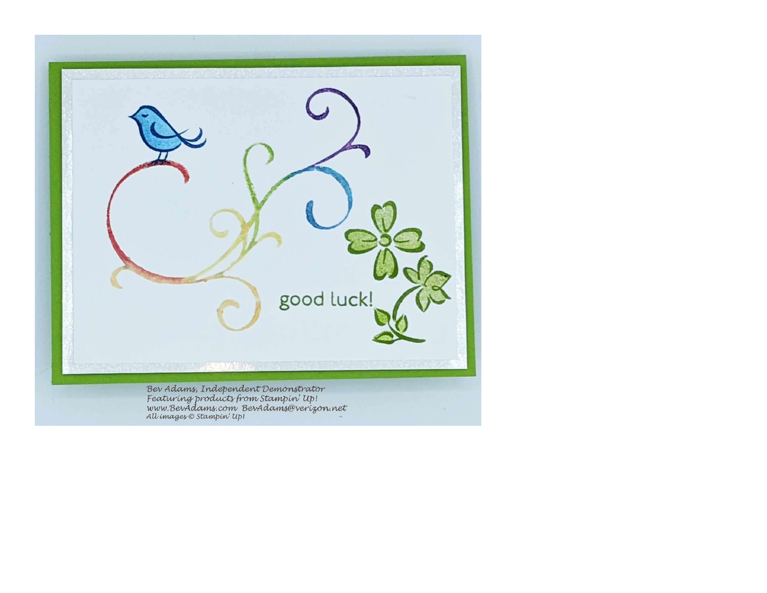good luck!

Bev Adams, Independent Demonstrator
Featuring products from Stampin' Up!
www.BevAdams.com BevAdams@verizon.net
All images © Stampin' Up!